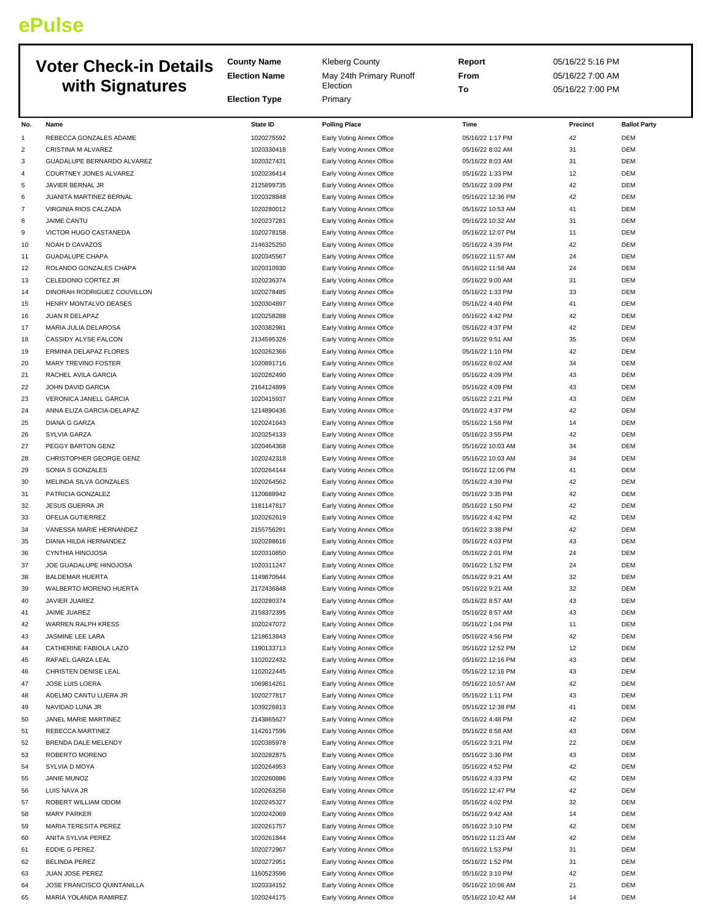**ePulse**

# Voter Check-in Details with Signatures

| | | | |
|---|---|---|---|
| **County Name** | Kleberg County | **Report** | 05/16/22 5:16 PM |
| **Election Name** | May 24th Primary Runoff Election | **From** | 05/16/22 7:00 AM |
| **Election Type** | Primary | **To** | 05/16/22 7:00 PM |

| No. | Name | State ID | Polling Place | Time | Precinct | Ballot Party |
|---|---|---|---|---|---|---|
| 1 | REBECCA GONZALES ADAME | 1020275592 | Early Voting Annex Office | 05/16/22 1:17 PM | 42 | DEM |
| 2 | CRISTINA M ALVAREZ | 1020330418 | Early Voting Annex Office | 05/16/22 8:02 AM | 31 | DEM |
| 3 | GUADALUPE BERNARDO ALVAREZ | 1020327431 | Early Voting Annex Office | 05/16/22 8:03 AM | 31 | DEM |
| 4 | COURTNEY JONES ALVAREZ | 1020236414 | Early Voting Annex Office | 05/16/22 1:33 PM | 12 | DEM |
| 5 | JAVIER BERNAL JR | 2125899735 | Early Voting Annex Office | 05/16/22 3:09 PM | 42 | DEM |
| 6 | JUANITA MARTINEZ BERNAL | 1020328848 | Early Voting Annex Office | 05/16/22 12:36 PM | 42 | DEM |
| 7 | VIRGINIA RIOS CALZADA | 1020280012 | Early Voting Annex Office | 05/16/22 10:53 AM | 41 | DEM |
| 8 | JAIME CANTU | 1020237281 | Early Voting Annex Office | 05/16/22 10:32 AM | 31 | DEM |
| 9 | VICTOR HUGO CASTANEDA | 1020278158 | Early Voting Annex Office | 05/16/22 12:07 PM | 11 | DEM |
| 10 | NOAH D CAVAZOS | 2146325250 | Early Voting Annex Office | 05/16/22 4:39 PM | 42 | DEM |
| 11 | GUADALUPE CHAPA | 1020345567 | Early Voting Annex Office | 05/16/22 11:57 AM | 24 | DEM |
| 12 | ROLANDO GONZALES CHAPA | 1020310930 | Early Voting Annex Office | 05/16/22 11:58 AM | 24 | DEM |
| 13 | CELEDONIO CORTEZ JR | 1020236374 | Early Voting Annex Office | 05/16/22 9:00 AM | 31 | DEM |
| 14 | DINORAH RODRIGUEZ COUVILLON | 1020278485 | Early Voting Annex Office | 05/16/22 1:33 PM | 33 | DEM |
| 15 | HENRY MONTALVO DEASES | 1020304897 | Early Voting Annex Office | 05/16/22 4:40 PM | 41 | DEM |
| 16 | JUAN R DELAPAZ | 1020258288 | Early Voting Annex Office | 05/16/22 4:42 PM | 42 | DEM |
| 17 | MARIA JULIA DELAROSA | 1020382981 | Early Voting Annex Office | 05/16/22 4:37 PM | 42 | DEM |
| 18 | CASSIDY ALYSE FALCON | 2134595328 | Early Voting Annex Office | 05/16/22 9:51 AM | 35 | DEM |
| 19 | ERMINIA DELAPAZ FLORES | 1020262366 | Early Voting Annex Office | 05/16/22 1:10 PM | 42 | DEM |
| 20 | MARY TREVINO FOSTER | 1020891716 | Early Voting Annex Office | 05/16/22 8:02 AM | 34 | DEM |
| 21 | RACHEL AVILA GARCIA | 1020282490 | Early Voting Annex Office | 05/16/22 4:09 PM | 43 | DEM |
| 22 | JOHN DAVID GARCIA | 2164124899 | Early Voting Annex Office | 05/16/22 4:09 PM | 43 | DEM |
| 23 | VERONICA JANELL GARCIA | 1020415937 | Early Voting Annex Office | 05/16/22 2:21 PM | 43 | DEM |
| 24 | ANNA ELIZA GARCIA-DELAPAZ | 1214890436 | Early Voting Annex Office | 05/16/22 4:37 PM | 42 | DEM |
| 25 | DIANA G GARZA | 1020241643 | Early Voting Annex Office | 05/16/22 1:58 PM | 14 | DEM |
| 26 | SYLVIA GARZA | 1020254133 | Early Voting Annex Office | 05/16/22 3:55 PM | 42 | DEM |
| 27 | PEGGY BARTON GENZ | 1020464368 | Early Voting Annex Office | 05/16/22 10:03 AM | 34 | DEM |
| 28 | CHRISTOPHER GEORGE GENZ | 1020242318 | Early Voting Annex Office | 05/16/22 10:03 AM | 34 | DEM |
| 29 | SONIA S GONZALES | 1020264144 | Early Voting Annex Office | 05/16/22 12:06 PM | 41 | DEM |
| 30 | MELINDA SILVA GONZALES | 1020264562 | Early Voting Annex Office | 05/16/22 4:39 PM | 42 | DEM |
| 31 | PATRICIA GONZALEZ | 1120688942 | Early Voting Annex Office | 05/16/22 3:35 PM | 42 | DEM |
| 32 | JESUS GUERRA JR | 1181147817 | Early Voting Annex Office | 05/16/22 1:50 PM | 42 | DEM |
| 33 | OFELIA GUTIERREZ | 1020262619 | Early Voting Annex Office | 05/16/22 4:42 PM | 42 | DEM |
| 34 | VANESSA MARIE HERNANDEZ | 2155756291 | Early Voting Annex Office | 05/16/22 3:38 PM | 42 | DEM |
| 35 | DIANA HILDA HERNANDEZ | 1020288616 | Early Voting Annex Office | 05/16/22 4:03 PM | 43 | DEM |
| 36 | CYNTHIA HINOJOSA | 1020310850 | Early Voting Annex Office | 05/16/22 2:01 PM | 24 | DEM |
| 37 | JOE GUADALUPE HINOJOSA | 1020311247 | Early Voting Annex Office | 05/16/22 1:52 PM | 24 | DEM |
| 38 | BALDEMAR HUERTA | 1149870644 | Early Voting Annex Office | 05/16/22 9:21 AM | 32 | DEM |
| 39 | WALBERTO MORENO HUERTA | 2172436848 | Early Voting Annex Office | 05/16/22 9:21 AM | 32 | DEM |
| 40 | JAVIER JUAREZ | 1020280374 | Early Voting Annex Office | 05/16/22 8:57 AM | 43 | DEM |
| 41 | JAIME JUAREZ | 2158372395 | Early Voting Annex Office | 05/16/22 8:57 AM | 43 | DEM |
| 42 | WARREN RALPH KRESS | 1020247072 | Early Voting Annex Office | 05/16/22 1:04 PM | 11 | DEM |
| 43 | JASMINE LEE LARA | 1218613843 | Early Voting Annex Office | 05/16/22 4:56 PM | 42 | DEM |
| 44 | CATHERINE FABIOLA LAZO | 1190133713 | Early Voting Annex Office | 05/16/22 12:52 PM | 12 | DEM |
| 45 | RAFAEL GARZA LEAL | 1102022432 | Early Voting Annex Office | 05/16/22 12:16 PM | 43 | DEM |
| 46 | CHRISTEN DENISE LEAL | 1102022445 | Early Voting Annex Office | 05/16/22 12:16 PM | 43 | DEM |
| 47 | JOSE LUIS LOERA | 1069814261 | Early Voting Annex Office | 05/16/22 10:57 AM | 42 | DEM |
| 48 | ADELMO CANTU LUERA JR | 1020277817 | Early Voting Annex Office | 05/16/22 1:11 PM | 43 | DEM |
| 49 | NAVIDAD LUNA JR | 1039226813 | Early Voting Annex Office | 05/16/22 12:38 PM | 41 | DEM |
| 50 | JANEL MARIE MARTINEZ | 2143865627 | Early Voting Annex Office | 05/16/22 4:48 PM | 42 | DEM |
| 51 | REBECCA MARTINEZ | 1142617596 | Early Voting Annex Office | 05/16/22 8:58 AM | 43 | DEM |
| 52 | BRENDA DALE MELENDY | 1020385978 | Early Voting Annex Office | 05/16/22 3:21 PM | 22 | DEM |
| 53 | ROBERTO MORENO | 1020282875 | Early Voting Annex Office | 05/16/22 3:36 PM | 43 | DEM |
| 54 | SYLVIA D MOYA | 1020264953 | Early Voting Annex Office | 05/16/22 4:52 PM | 42 | DEM |
| 55 | JANIE MUNOZ | 1020260886 | Early Voting Annex Office | 05/16/22 4:33 PM | 42 | DEM |
| 56 | LUIS NAVA JR | 1020263256 | Early Voting Annex Office | 05/16/22 12:47 PM | 42 | DEM |
| 57 | ROBERT WILLIAM ODOM | 1020245327 | Early Voting Annex Office | 05/16/22 4:02 PM | 32 | DEM |
| 58 | MARY PARKER | 1020242069 | Early Voting Annex Office | 05/16/22 9:42 AM | 14 | DEM |
| 59 | MARIA TERESITA PEREZ | 1020261757 | Early Voting Annex Office | 05/16/22 3:10 PM | 42 | DEM |
| 60 | ANITA SYLVIA PEREZ | 1020261844 | Early Voting Annex Office | 05/16/22 11:23 AM | 42 | DEM |
| 61 | EDDIE G PEREZ | 1020272967 | Early Voting Annex Office | 05/16/22 1:53 PM | 31 | DEM |
| 62 | BELINDA PEREZ | 1020272951 | Early Voting Annex Office | 05/16/22 1:52 PM | 31 | DEM |
| 63 | JUAN JOSE PEREZ | 1160523596 | Early Voting Annex Office | 05/16/22 3:10 PM | 42 | DEM |
| 64 | JOSE FRANCISCO QUINTANILLA | 1020334152 | Early Voting Annex Office | 05/16/22 10:06 AM | 21 | DEM |
| 65 | MARIA YOLANDA RAMIREZ | 1020244175 | Early Voting Annex Office | 05/16/22 10:42 AM | 14 | DEM |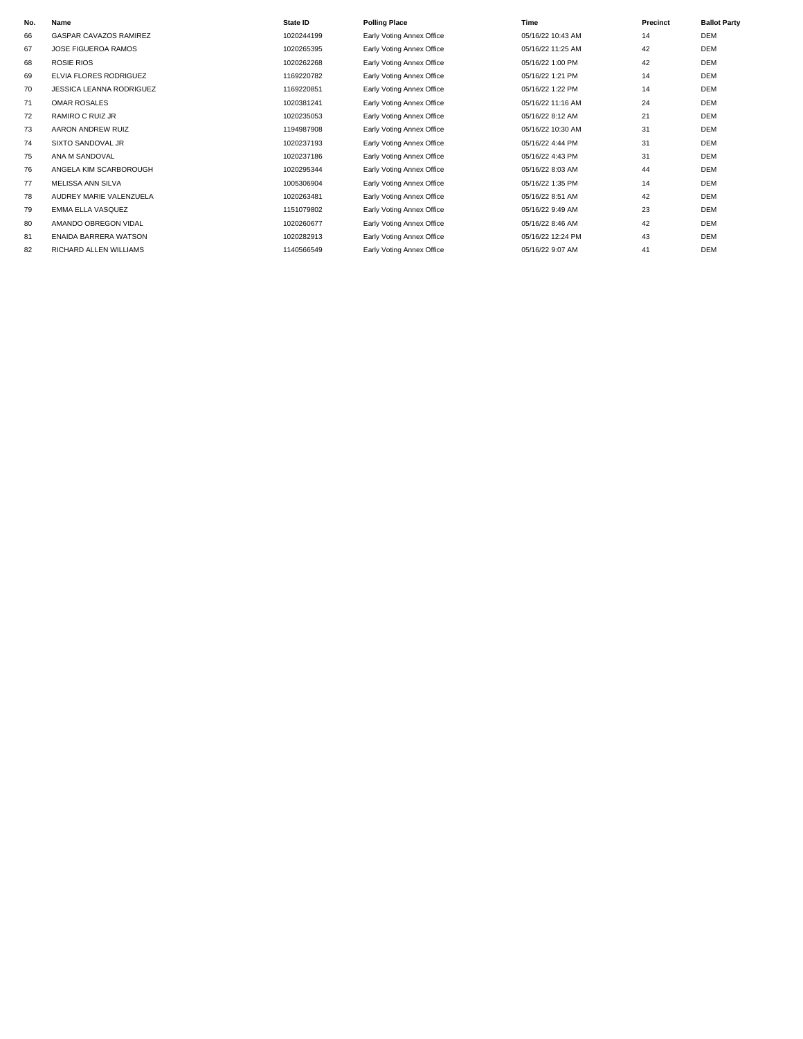| No. | Name | State ID | Polling Place | Time | Precinct | Ballot Party |
|---|---|---|---|---|---|---|
| 66 | GASPAR CAVAZOS RAMIREZ | 1020244199 | Early Voting Annex Office | 05/16/22 10:43 AM | 14 | DEM |
| 67 | JOSE FIGUEROA RAMOS | 1020265395 | Early Voting Annex Office | 05/16/22 11:25 AM | 42 | DEM |
| 68 | ROSIE RIOS | 1020262268 | Early Voting Annex Office | 05/16/22 1:00 PM | 42 | DEM |
| 69 | ELVIA FLORES RODRIGUEZ | 1169220782 | Early Voting Annex Office | 05/16/22 1:21 PM | 14 | DEM |
| 70 | JESSICA LEANNA RODRIGUEZ | 1169220851 | Early Voting Annex Office | 05/16/22 1:22 PM | 14 | DEM |
| 71 | OMAR ROSALES | 1020381241 | Early Voting Annex Office | 05/16/22 11:16 AM | 24 | DEM |
| 72 | RAMIRO C RUIZ JR | 1020235053 | Early Voting Annex Office | 05/16/22 8:12 AM | 21 | DEM |
| 73 | AARON ANDREW RUIZ | 1194987908 | Early Voting Annex Office | 05/16/22 10:30 AM | 31 | DEM |
| 74 | SIXTO SANDOVAL JR | 1020237193 | Early Voting Annex Office | 05/16/22 4:44 PM | 31 | DEM |
| 75 | ANA M SANDOVAL | 1020237186 | Early Voting Annex Office | 05/16/22 4:43 PM | 31 | DEM |
| 76 | ANGELA KIM SCARBOROUGH | 1020295344 | Early Voting Annex Office | 05/16/22 8:03 AM | 44 | DEM |
| 77 | MELISSA ANN SILVA | 1005306904 | Early Voting Annex Office | 05/16/22 1:35 PM | 14 | DEM |
| 78 | AUDREY MARIE VALENZUELA | 1020263481 | Early Voting Annex Office | 05/16/22 8:51 AM | 42 | DEM |
| 79 | EMMA ELLA VASQUEZ | 1151079802 | Early Voting Annex Office | 05/16/22 9:49 AM | 23 | DEM |
| 80 | AMANDO OBREGON VIDAL | 1020260677 | Early Voting Annex Office | 05/16/22 8:46 AM | 42 | DEM |
| 81 | ENAIDA BARRERA WATSON | 1020282913 | Early Voting Annex Office | 05/16/22 12:24 PM | 43 | DEM |
| 82 | RICHARD ALLEN WILLIAMS | 1140566549 | Early Voting Annex Office | 05/16/22 9:07 AM | 41 | DEM |